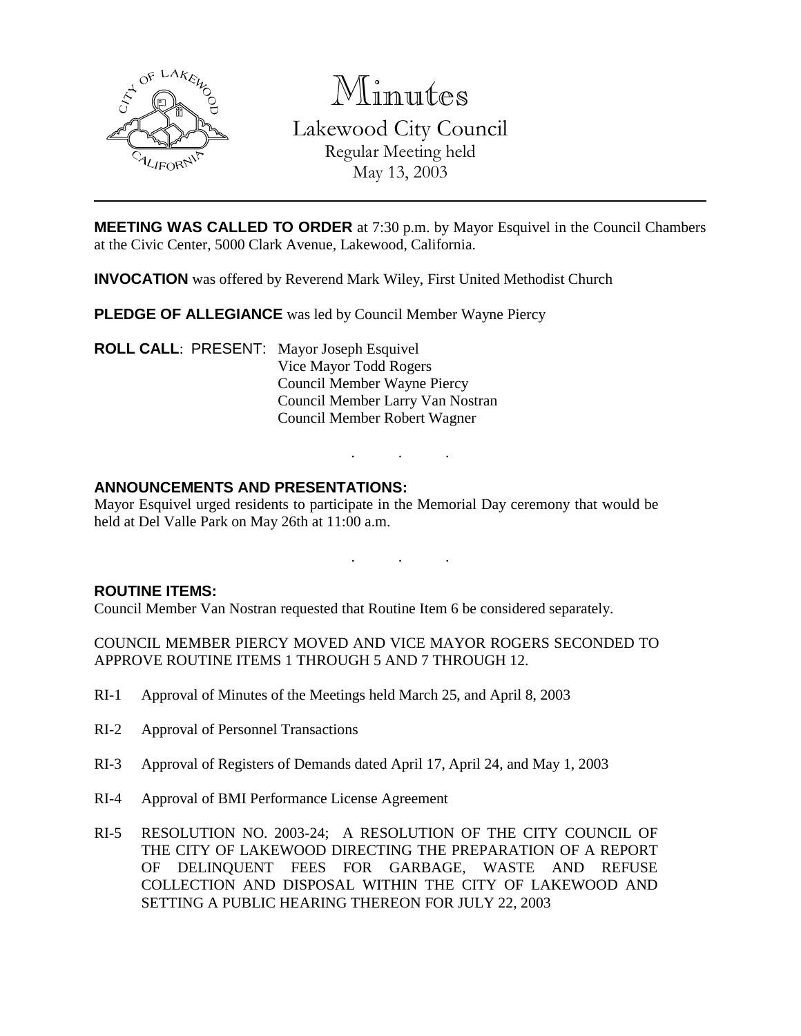# Minutes

## Lakewood City Council

Regular Meeting held
May 13, 2003

---

**MEETING WAS CALLED TO ORDER** at 7:30 p.m. by Mayor Esquivel in the Council Chambers at the Civic Center, 5000 Clark Avenue, Lakewood, California.

**INVOCATION** was offered by Reverend Mark Wiley, First United Methodist Church

**PLEDGE OF ALLEGIANCE** was led by Council Member Wayne Piercy

**ROLL CALL**: PRESENT: Mayor Joseph Esquivel
Vice Mayor Todd Rogers
Council Member Wayne Piercy
Council Member Larry Van Nostran
Council Member Robert Wagner

. . .

**ANNOUNCEMENTS AND PRESENTATIONS:**

Mayor Esquivel urged residents to participate in the Memorial Day ceremony that would be held at Del Valle Park on May 26th at 11:00 a.m.

. . .

**ROUTINE ITEMS:**

Council Member Van Nostran requested that Routine Item 6 be considered separately.

COUNCIL MEMBER PIERCY MOVED AND VICE MAYOR ROGERS SECONDED TO APPROVE ROUTINE ITEMS 1 THROUGH 5 AND 7 THROUGH 12.

RI-1 Approval of Minutes of the Meetings held March 25, and April 8, 2003

RI-2 Approval of Personnel Transactions

RI-3 Approval of Registers of Demands dated April 17, April 24, and May 1, 2003

RI-4 Approval of BMI Performance License Agreement

RI-5 RESOLUTION NO. 2003-24; A RESOLUTION OF THE CITY COUNCIL OF THE CITY OF LAKEWOOD DIRECTING THE PREPARATION OF A REPORT OF DELINQUENT FEES FOR GARBAGE, WASTE AND REFUSE COLLECTION AND DISPOSAL WITHIN THE CITY OF LAKEWOOD AND SETTING A PUBLIC HEARING THEREON FOR JULY 22, 2003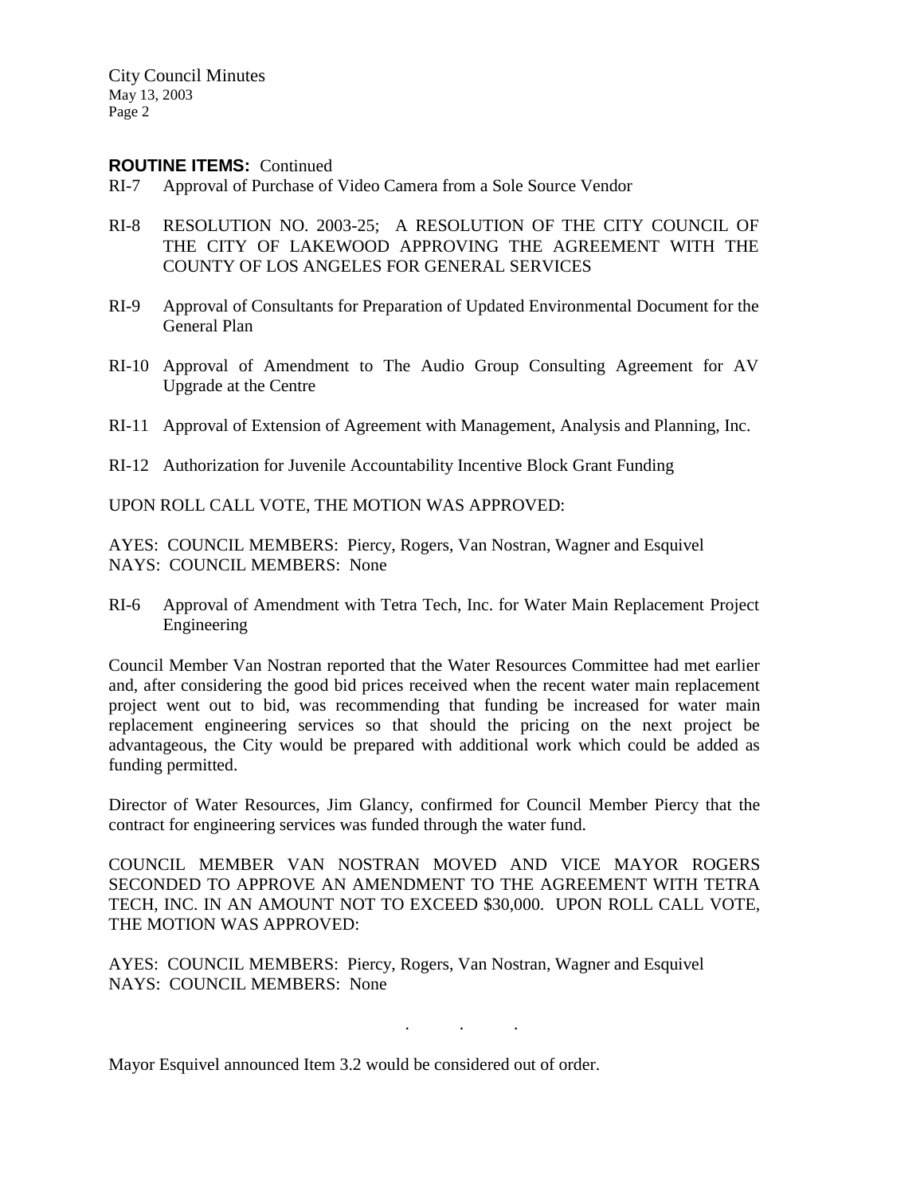**ROUTINE ITEMS:** Continued

RI-7 Approval of Purchase of Video Camera from a Sole Source Vendor

RI-8 RESOLUTION NO. 2003-25; A RESOLUTION OF THE CITY COUNCIL OF THE CITY OF LAKEWOOD APPROVING THE AGREEMENT WITH THE COUNTY OF LOS ANGELES FOR GENERAL SERVICES

RI-9 Approval of Consultants for Preparation of Updated Environmental Document for the General Plan

RI-10 Approval of Amendment to The Audio Group Consulting Agreement for AV Upgrade at the Centre

RI-11 Approval of Extension of Agreement with Management, Analysis and Planning, Inc.

RI-12 Authorization for Juvenile Accountability Incentive Block Grant Funding

UPON ROLL CALL VOTE, THE MOTION WAS APPROVED:

AYES: COUNCIL MEMBERS: Piercy, Rogers, Van Nostran, Wagner and Esquivel
NAYS: COUNCIL MEMBERS: None

RI-6 Approval of Amendment with Tetra Tech, Inc. for Water Main Replacement Project Engineering

Council Member Van Nostran reported that the Water Resources Committee had met earlier and, after considering the good bid prices received when the recent water main replacement project went out to bid, was recommending that funding be increased for water main replacement engineering services so that should the pricing on the next project be advantageous, the City would be prepared with additional work which could be added as funding permitted.

Director of Water Resources, Jim Glancy, confirmed for Council Member Piercy that the contract for engineering services was funded through the water fund.

COUNCIL MEMBER VAN NOSTRAN MOVED AND VICE MAYOR ROGERS SECONDED TO APPROVE AN AMENDMENT TO THE AGREEMENT WITH TETRA TECH, INC. IN AN AMOUNT NOT TO EXCEED $30,000. UPON ROLL CALL VOTE, THE MOTION WAS APPROVED:

AYES: COUNCIL MEMBERS: Piercy, Rogers, Van Nostran, Wagner and Esquivel
NAYS: COUNCIL MEMBERS: None

. . .

Mayor Esquivel announced Item 3.2 would be considered out of order.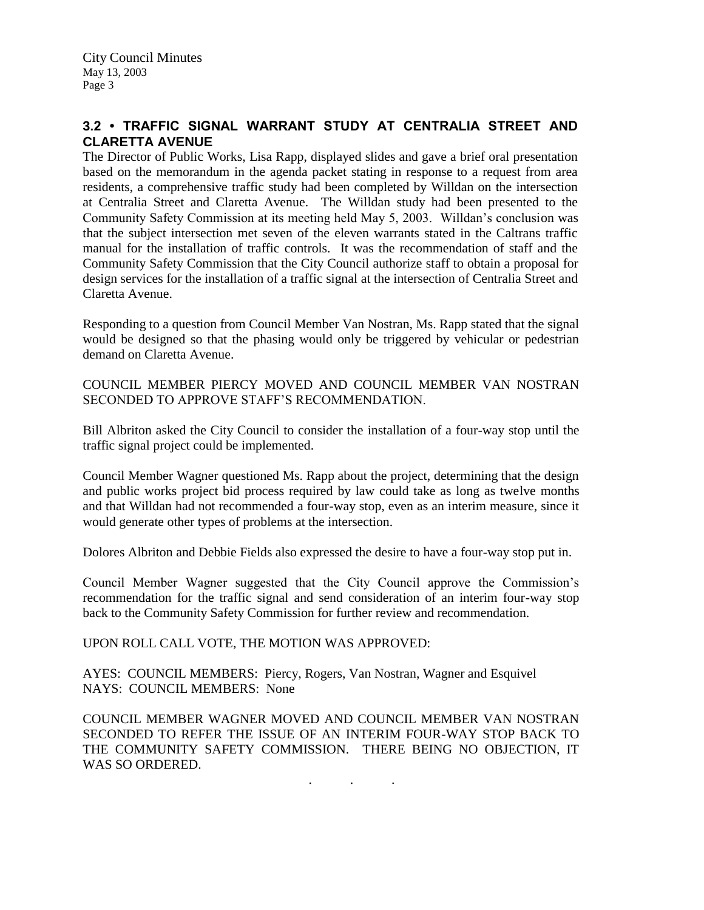## 3.2 • TRAFFIC SIGNAL WARRANT STUDY AT CENTRALIA STREET AND CLARETTA AVENUE

The Director of Public Works, Lisa Rapp, displayed slides and gave a brief oral presentation based on the memorandum in the agenda packet stating in response to a request from area residents, a comprehensive traffic study had been completed by Willdan on the intersection at Centralia Street and Claretta Avenue. The Willdan study had been presented to the Community Safety Commission at its meeting held May 5, 2003. Willdan's conclusion was that the subject intersection met seven of the eleven warrants stated in the Caltrans traffic manual for the installation of traffic controls. It was the recommendation of staff and the Community Safety Commission that the City Council authorize staff to obtain a proposal for design services for the installation of a traffic signal at the intersection of Centralia Street and Claretta Avenue.

Responding to a question from Council Member Van Nostran, Ms. Rapp stated that the signal would be designed so that the phasing would only be triggered by vehicular or pedestrian demand on Claretta Avenue.

COUNCIL MEMBER PIERCY MOVED AND COUNCIL MEMBER VAN NOSTRAN SECONDED TO APPROVE STAFF'S RECOMMENDATION.

Bill Albriton asked the City Council to consider the installation of a four-way stop until the traffic signal project could be implemented.

Council Member Wagner questioned Ms. Rapp about the project, determining that the design and public works project bid process required by law could take as long as twelve months and that Willdan had not recommended a four-way stop, even as an interim measure, since it would generate other types of problems at the intersection.

Dolores Albriton and Debbie Fields also expressed the desire to have a four-way stop put in.

Council Member Wagner suggested that the City Council approve the Commission's recommendation for the traffic signal and send consideration of an interim four-way stop back to the Community Safety Commission for further review and recommendation.

UPON ROLL CALL VOTE, THE MOTION WAS APPROVED:

AYES: COUNCIL MEMBERS: Piercy, Rogers, Van Nostran, Wagner and Esquivel
NAYS: COUNCIL MEMBERS: None

COUNCIL MEMBER WAGNER MOVED AND COUNCIL MEMBER VAN NOSTRAN SECONDED TO REFER THE ISSUE OF AN INTERIM FOUR-WAY STOP BACK TO THE COMMUNITY SAFETY COMMISSION. THERE BEING NO OBJECTION, IT WAS SO ORDERED.

. . .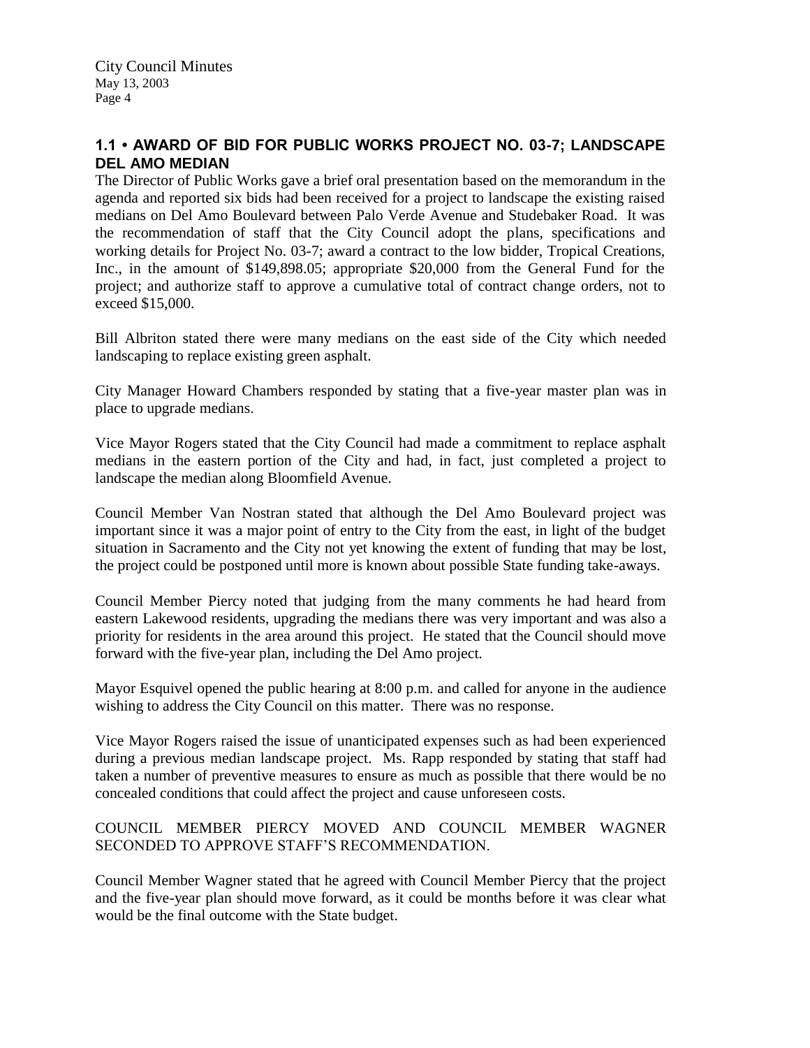## 1.1 • AWARD OF BID FOR PUBLIC WORKS PROJECT NO. 03-7; LANDSCAPE DEL AMO MEDIAN

The Director of Public Works gave a brief oral presentation based on the memorandum in the agenda and reported six bids had been received for a project to landscape the existing raised medians on Del Amo Boulevard between Palo Verde Avenue and Studebaker Road. It was the recommendation of staff that the City Council adopt the plans, specifications and working details for Project No. 03-7; award a contract to the low bidder, Tropical Creations, Inc., in the amount of $149,898.05; appropriate $20,000 from the General Fund for the project; and authorize staff to approve a cumulative total of contract change orders, not to exceed $15,000.

Bill Albriton stated there were many medians on the east side of the City which needed landscaping to replace existing green asphalt.

City Manager Howard Chambers responded by stating that a five-year master plan was in place to upgrade medians.

Vice Mayor Rogers stated that the City Council had made a commitment to replace asphalt medians in the eastern portion of the City and had, in fact, just completed a project to landscape the median along Bloomfield Avenue.

Council Member Van Nostran stated that although the Del Amo Boulevard project was important since it was a major point of entry to the City from the east, in light of the budget situation in Sacramento and the City not yet knowing the extent of funding that may be lost, the project could be postponed until more is known about possible State funding take-aways.

Council Member Piercy noted that judging from the many comments he had heard from eastern Lakewood residents, upgrading the medians there was very important and was also a priority for residents in the area around this project. He stated that the Council should move forward with the five-year plan, including the Del Amo project.

Mayor Esquivel opened the public hearing at 8:00 p.m. and called for anyone in the audience wishing to address the City Council on this matter. There was no response.

Vice Mayor Rogers raised the issue of unanticipated expenses such as had been experienced during a previous median landscape project. Ms. Rapp responded by stating that staff had taken a number of preventive measures to ensure as much as possible that there would be no concealed conditions that could affect the project and cause unforeseen costs.

COUNCIL MEMBER PIERCY MOVED AND COUNCIL MEMBER WAGNER SECONDED TO APPROVE STAFF'S RECOMMENDATION.

Council Member Wagner stated that he agreed with Council Member Piercy that the project and the five-year plan should move forward, as it could be months before it was clear what would be the final outcome with the State budget.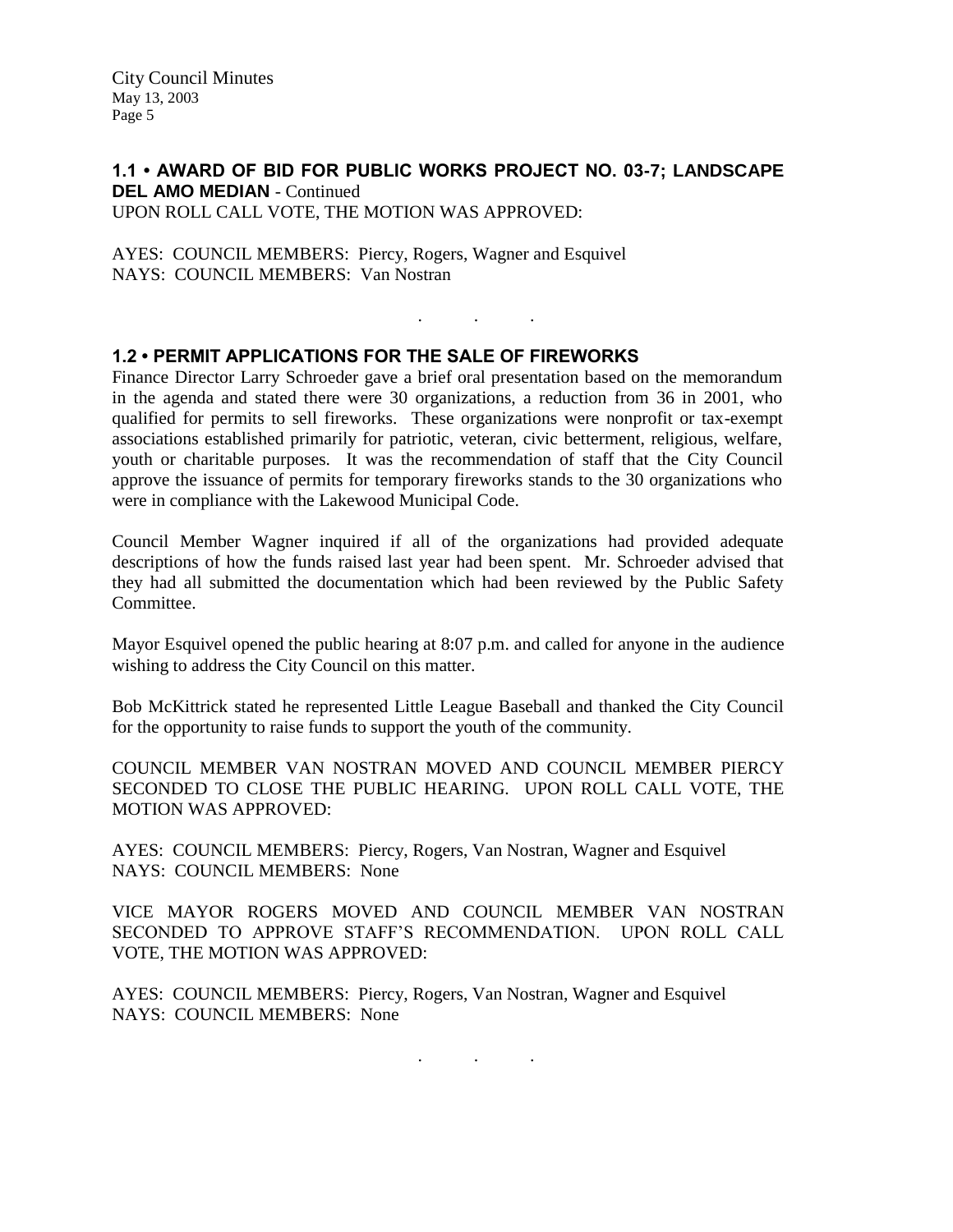### 1.1 • AWARD OF BID FOR PUBLIC WORKS PROJECT NO. 03-7; LANDSCAPE DEL AMO MEDIAN - Continued

UPON ROLL CALL VOTE, THE MOTION WAS APPROVED:

AYES: COUNCIL MEMBERS: Piercy, Rogers, Wagner and Esquivel
NAYS: COUNCIL MEMBERS: Van Nostran

. . .

### 1.2 • PERMIT APPLICATIONS FOR THE SALE OF FIREWORKS

Finance Director Larry Schroeder gave a brief oral presentation based on the memorandum in the agenda and stated there were 30 organizations, a reduction from 36 in 2001, who qualified for permits to sell fireworks. These organizations were nonprofit or tax-exempt associations established primarily for patriotic, veteran, civic betterment, religious, welfare, youth or charitable purposes. It was the recommendation of staff that the City Council approve the issuance of permits for temporary fireworks stands to the 30 organizations who were in compliance with the Lakewood Municipal Code.

Council Member Wagner inquired if all of the organizations had provided adequate descriptions of how the funds raised last year had been spent. Mr. Schroeder advised that they had all submitted the documentation which had been reviewed by the Public Safety Committee.

Mayor Esquivel opened the public hearing at 8:07 p.m. and called for anyone in the audience wishing to address the City Council on this matter.

Bob McKittrick stated he represented Little League Baseball and thanked the City Council for the opportunity to raise funds to support the youth of the community.

COUNCIL MEMBER VAN NOSTRAN MOVED AND COUNCIL MEMBER PIERCY SECONDED TO CLOSE THE PUBLIC HEARING. UPON ROLL CALL VOTE, THE MOTION WAS APPROVED:

AYES: COUNCIL MEMBERS: Piercy, Rogers, Van Nostran, Wagner and Esquivel
NAYS: COUNCIL MEMBERS: None

VICE MAYOR ROGERS MOVED AND COUNCIL MEMBER VAN NOSTRAN SECONDED TO APPROVE STAFF'S RECOMMENDATION. UPON ROLL CALL VOTE, THE MOTION WAS APPROVED:

AYES: COUNCIL MEMBERS: Piercy, Rogers, Van Nostran, Wagner and Esquivel
NAYS: COUNCIL MEMBERS: None

. . .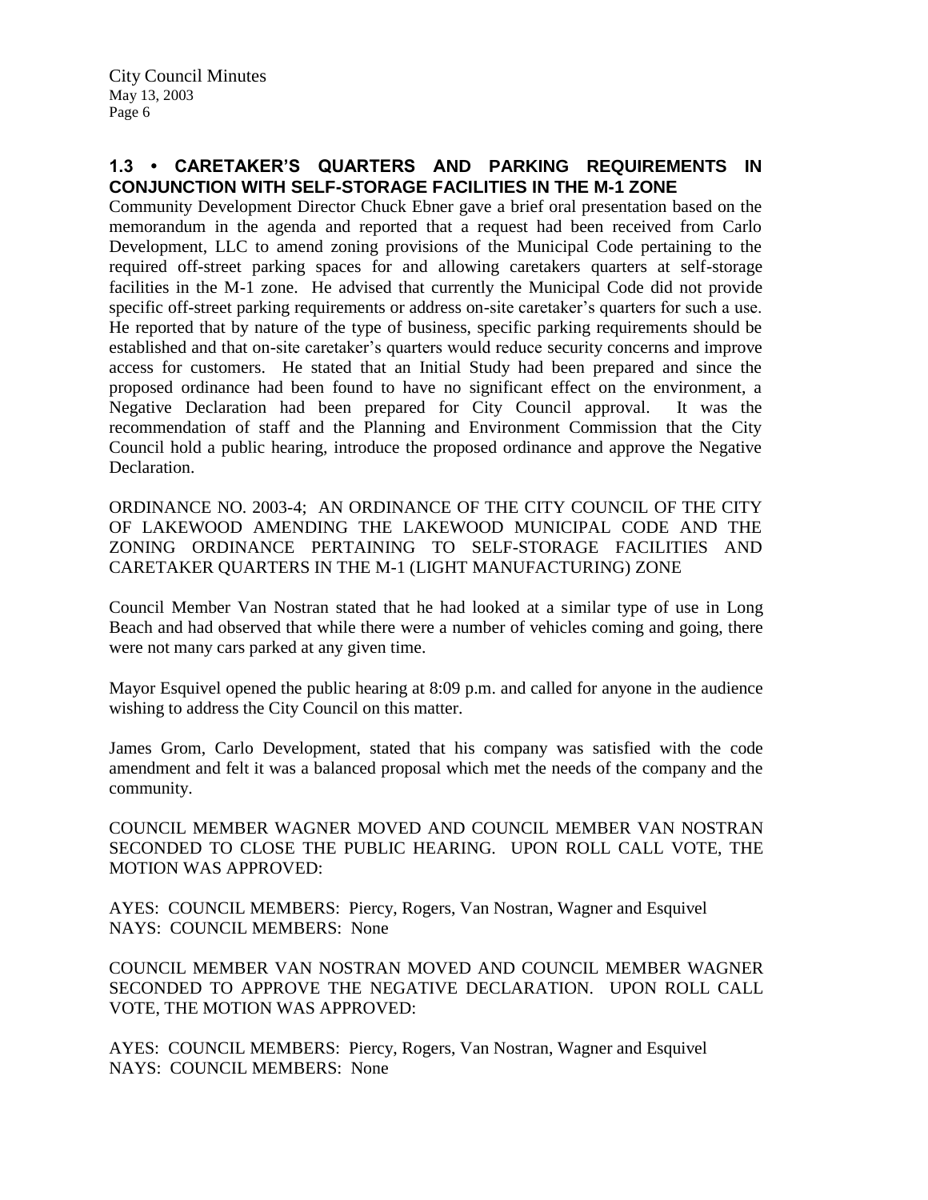### 1.3 • CARETAKER'S QUARTERS AND PARKING REQUIREMENTS IN CONJUNCTION WITH SELF-STORAGE FACILITIES IN THE M-1 ZONE

Community Development Director Chuck Ebner gave a brief oral presentation based on the memorandum in the agenda and reported that a request had been received from Carlo Development, LLC to amend zoning provisions of the Municipal Code pertaining to the required off-street parking spaces for and allowing caretakers quarters at self-storage facilities in the M-1 zone. He advised that currently the Municipal Code did not provide specific off-street parking requirements or address on-site caretaker's quarters for such a use. He reported that by nature of the type of business, specific parking requirements should be established and that on-site caretaker's quarters would reduce security concerns and improve access for customers. He stated that an Initial Study had been prepared and since the proposed ordinance had been found to have no significant effect on the environment, a Negative Declaration had been prepared for City Council approval. It was the recommendation of staff and the Planning and Environment Commission that the City Council hold a public hearing, introduce the proposed ordinance and approve the Negative Declaration.

ORDINANCE NO. 2003-4; AN ORDINANCE OF THE CITY COUNCIL OF THE CITY OF LAKEWOOD AMENDING THE LAKEWOOD MUNICIPAL CODE AND THE ZONING ORDINANCE PERTAINING TO SELF-STORAGE FACILITIES AND CARETAKER QUARTERS IN THE M-1 (LIGHT MANUFACTURING) ZONE

Council Member Van Nostran stated that he had looked at a similar type of use in Long Beach and had observed that while there were a number of vehicles coming and going, there were not many cars parked at any given time.

Mayor Esquivel opened the public hearing at 8:09 p.m. and called for anyone in the audience wishing to address the City Council on this matter.

James Grom, Carlo Development, stated that his company was satisfied with the code amendment and felt it was a balanced proposal which met the needs of the company and the community.

COUNCIL MEMBER WAGNER MOVED AND COUNCIL MEMBER VAN NOSTRAN SECONDED TO CLOSE THE PUBLIC HEARING. UPON ROLL CALL VOTE, THE MOTION WAS APPROVED:

AYES: COUNCIL MEMBERS: Piercy, Rogers, Van Nostran, Wagner and Esquivel
NAYS: COUNCIL MEMBERS: None

COUNCIL MEMBER VAN NOSTRAN MOVED AND COUNCIL MEMBER WAGNER SECONDED TO APPROVE THE NEGATIVE DECLARATION. UPON ROLL CALL VOTE, THE MOTION WAS APPROVED:

AYES: COUNCIL MEMBERS: Piercy, Rogers, Van Nostran, Wagner and Esquivel
NAYS: COUNCIL MEMBERS: None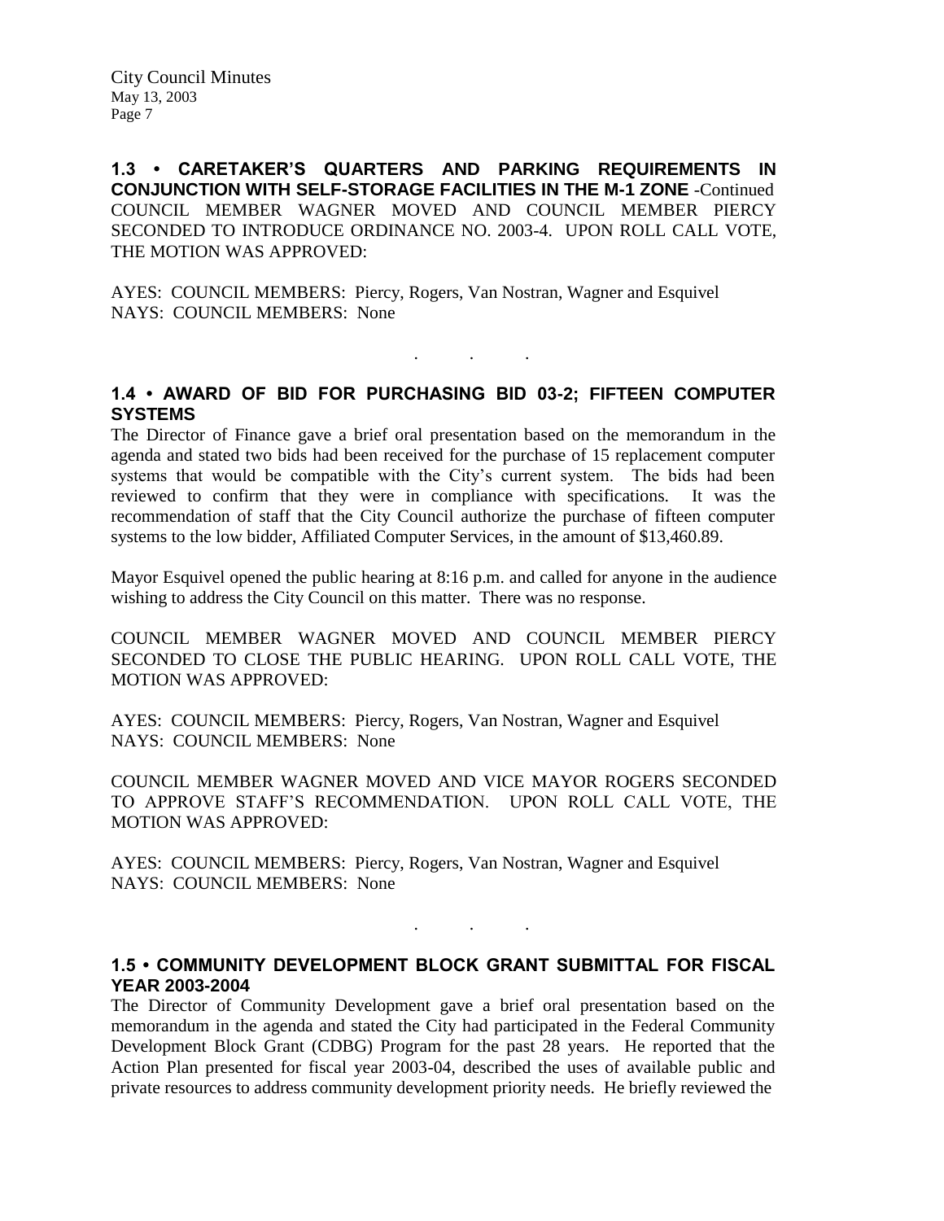## 1.3 • CARETAKER'S QUARTERS AND PARKING REQUIREMENTS IN CONJUNCTION WITH SELF-STORAGE FACILITIES IN THE M-1 ZONE -Continued

COUNCIL MEMBER WAGNER MOVED AND COUNCIL MEMBER PIERCY SECONDED TO INTRODUCE ORDINANCE NO. 2003-4. UPON ROLL CALL VOTE, THE MOTION WAS APPROVED:

AYES: COUNCIL MEMBERS: Piercy, Rogers, Van Nostran, Wagner and Esquivel
NAYS: COUNCIL MEMBERS: None

. . .

## 1.4 • AWARD OF BID FOR PURCHASING BID 03-2; FIFTEEN COMPUTER SYSTEMS

The Director of Finance gave a brief oral presentation based on the memorandum in the agenda and stated two bids had been received for the purchase of 15 replacement computer systems that would be compatible with the City's current system. The bids had been reviewed to confirm that they were in compliance with specifications. It was the recommendation of staff that the City Council authorize the purchase of fifteen computer systems to the low bidder, Affiliated Computer Services, in the amount of $13,460.89.

Mayor Esquivel opened the public hearing at 8:16 p.m. and called for anyone in the audience wishing to address the City Council on this matter. There was no response.

COUNCIL MEMBER WAGNER MOVED AND COUNCIL MEMBER PIERCY SECONDED TO CLOSE THE PUBLIC HEARING. UPON ROLL CALL VOTE, THE MOTION WAS APPROVED:

AYES: COUNCIL MEMBERS: Piercy, Rogers, Van Nostran, Wagner and Esquivel
NAYS: COUNCIL MEMBERS: None

COUNCIL MEMBER WAGNER MOVED AND VICE MAYOR ROGERS SECONDED TO APPROVE STAFF'S RECOMMENDATION. UPON ROLL CALL VOTE, THE MOTION WAS APPROVED:

AYES: COUNCIL MEMBERS: Piercy, Rogers, Van Nostran, Wagner and Esquivel
NAYS: COUNCIL MEMBERS: None

. . .

## 1.5 • COMMUNITY DEVELOPMENT BLOCK GRANT SUBMITTAL FOR FISCAL YEAR 2003-2004

The Director of Community Development gave a brief oral presentation based on the memorandum in the agenda and stated the City had participated in the Federal Community Development Block Grant (CDBG) Program for the past 28 years. He reported that the Action Plan presented for fiscal year 2003-04, described the uses of available public and private resources to address community development priority needs. He briefly reviewed the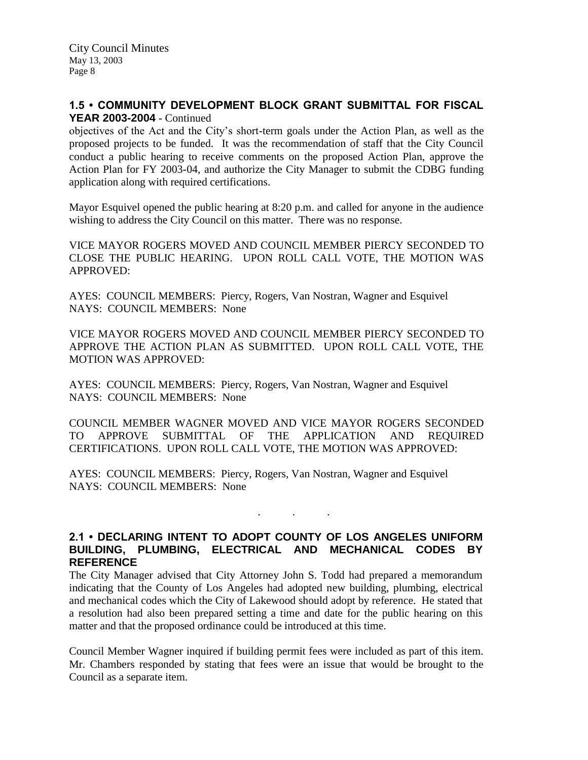### 1.5 • COMMUNITY DEVELOPMENT BLOCK GRANT SUBMITTAL FOR FISCAL YEAR 2003-2004 - Continued

objectives of the Act and the City's short-term goals under the Action Plan, as well as the proposed projects to be funded. It was the recommendation of staff that the City Council conduct a public hearing to receive comments on the proposed Action Plan, approve the Action Plan for FY 2003-04, and authorize the City Manager to submit the CDBG funding application along with required certifications.

Mayor Esquivel opened the public hearing at 8:20 p.m. and called for anyone in the audience wishing to address the City Council on this matter. There was no response.

VICE MAYOR ROGERS MOVED AND COUNCIL MEMBER PIERCY SECONDED TO CLOSE THE PUBLIC HEARING. UPON ROLL CALL VOTE, THE MOTION WAS APPROVED:

AYES: COUNCIL MEMBERS: Piercy, Rogers, Van Nostran, Wagner and Esquivel
NAYS: COUNCIL MEMBERS: None

VICE MAYOR ROGERS MOVED AND COUNCIL MEMBER PIERCY SECONDED TO APPROVE THE ACTION PLAN AS SUBMITTED. UPON ROLL CALL VOTE, THE MOTION WAS APPROVED:

AYES: COUNCIL MEMBERS: Piercy, Rogers, Van Nostran, Wagner and Esquivel
NAYS: COUNCIL MEMBERS: None

COUNCIL MEMBER WAGNER MOVED AND VICE MAYOR ROGERS SECONDED TO APPROVE SUBMITTAL OF THE APPLICATION AND REQUIRED CERTIFICATIONS. UPON ROLL CALL VOTE, THE MOTION WAS APPROVED:

AYES: COUNCIL MEMBERS: Piercy, Rogers, Van Nostran, Wagner and Esquivel
NAYS: COUNCIL MEMBERS: None

. . .

### 2.1 • DECLARING INTENT TO ADOPT COUNTY OF LOS ANGELES UNIFORM BUILDING, PLUMBING, ELECTRICAL AND MECHANICAL CODES BY REFERENCE

The City Manager advised that City Attorney John S. Todd had prepared a memorandum indicating that the County of Los Angeles had adopted new building, plumbing, electrical and mechanical codes which the City of Lakewood should adopt by reference. He stated that a resolution had also been prepared setting a time and date for the public hearing on this matter and that the proposed ordinance could be introduced at this time.

Council Member Wagner inquired if building permit fees were included as part of this item. Mr. Chambers responded by stating that fees were an issue that would be brought to the Council as a separate item.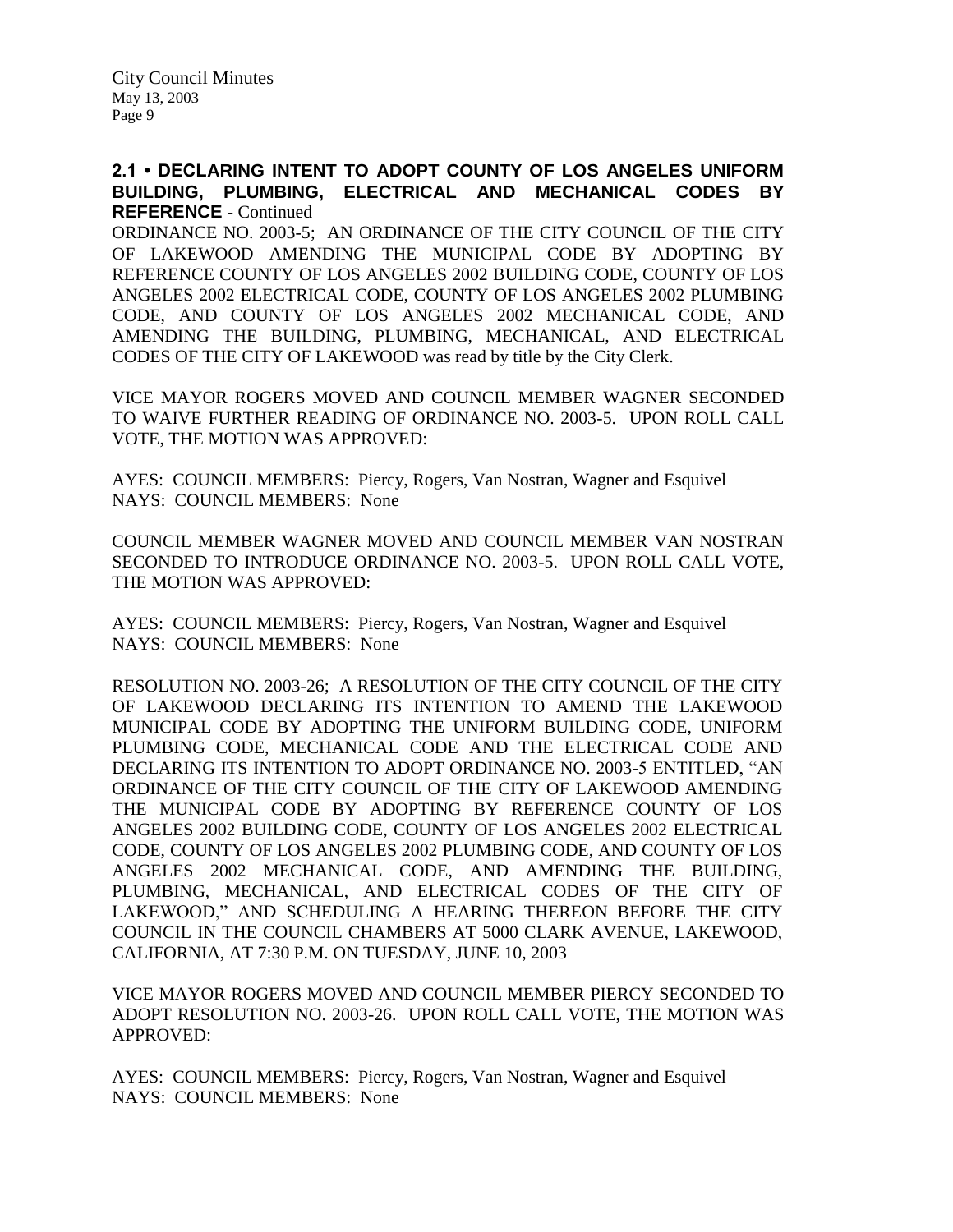**2.1 • DECLARING INTENT TO ADOPT COUNTY OF LOS ANGELES UNIFORM BUILDING, PLUMBING, ELECTRICAL AND MECHANICAL CODES BY REFERENCE** - Continued

ORDINANCE NO. 2003-5; AN ORDINANCE OF THE CITY COUNCIL OF THE CITY OF LAKEWOOD AMENDING THE MUNICIPAL CODE BY ADOPTING BY REFERENCE COUNTY OF LOS ANGELES 2002 BUILDING CODE, COUNTY OF LOS ANGELES 2002 ELECTRICAL CODE, COUNTY OF LOS ANGELES 2002 PLUMBING CODE, AND COUNTY OF LOS ANGELES 2002 MECHANICAL CODE, AND AMENDING THE BUILDING, PLUMBING, MECHANICAL, AND ELECTRICAL CODES OF THE CITY OF LAKEWOOD was read by title by the City Clerk.

VICE MAYOR ROGERS MOVED AND COUNCIL MEMBER WAGNER SECONDED TO WAIVE FURTHER READING OF ORDINANCE NO. 2003-5. UPON ROLL CALL VOTE, THE MOTION WAS APPROVED:

AYES: COUNCIL MEMBERS: Piercy, Rogers, Van Nostran, Wagner and Esquivel
NAYS: COUNCIL MEMBERS: None

COUNCIL MEMBER WAGNER MOVED AND COUNCIL MEMBER VAN NOSTRAN SECONDED TO INTRODUCE ORDINANCE NO. 2003-5. UPON ROLL CALL VOTE, THE MOTION WAS APPROVED:

AYES: COUNCIL MEMBERS: Piercy, Rogers, Van Nostran, Wagner and Esquivel
NAYS: COUNCIL MEMBERS: None

RESOLUTION NO. 2003-26; A RESOLUTION OF THE CITY COUNCIL OF THE CITY OF LAKEWOOD DECLARING ITS INTENTION TO AMEND THE LAKEWOOD MUNICIPAL CODE BY ADOPTING THE UNIFORM BUILDING CODE, UNIFORM PLUMBING CODE, MECHANICAL CODE AND THE ELECTRICAL CODE AND DECLARING ITS INTENTION TO ADOPT ORDINANCE NO. 2003-5 ENTITLED, "AN ORDINANCE OF THE CITY COUNCIL OF THE CITY OF LAKEWOOD AMENDING THE MUNICIPAL CODE BY ADOPTING BY REFERENCE COUNTY OF LOS ANGELES 2002 BUILDING CODE, COUNTY OF LOS ANGELES 2002 ELECTRICAL CODE, COUNTY OF LOS ANGELES 2002 PLUMBING CODE, AND COUNTY OF LOS ANGELES 2002 MECHANICAL CODE, AND AMENDING THE BUILDING, PLUMBING, MECHANICAL, AND ELECTRICAL CODES OF THE CITY OF LAKEWOOD," AND SCHEDULING A HEARING THEREON BEFORE THE CITY COUNCIL IN THE COUNCIL CHAMBERS AT 5000 CLARK AVENUE, LAKEWOOD, CALIFORNIA, AT 7:30 P.M. ON TUESDAY, JUNE 10, 2003

VICE MAYOR ROGERS MOVED AND COUNCIL MEMBER PIERCY SECONDED TO ADOPT RESOLUTION NO. 2003-26. UPON ROLL CALL VOTE, THE MOTION WAS APPROVED:

AYES: COUNCIL MEMBERS: Piercy, Rogers, Van Nostran, Wagner and Esquivel
NAYS: COUNCIL MEMBERS: None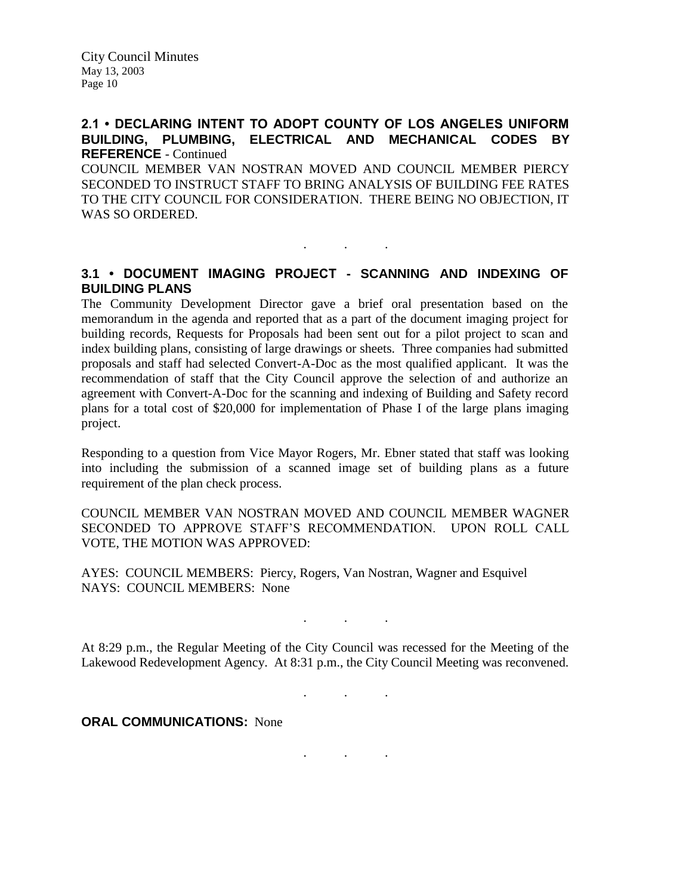**2.1 • DECLARING INTENT TO ADOPT COUNTY OF LOS ANGELES UNIFORM BUILDING, PLUMBING, ELECTRICAL AND MECHANICAL CODES BY REFERENCE** - Continued

COUNCIL MEMBER VAN NOSTRAN MOVED AND COUNCIL MEMBER PIERCY SECONDED TO INSTRUCT STAFF TO BRING ANALYSIS OF BUILDING FEE RATES TO THE CITY COUNCIL FOR CONSIDERATION. THERE BEING NO OBJECTION, IT WAS SO ORDERED.

. . .

**3.1 • DOCUMENT IMAGING PROJECT - SCANNING AND INDEXING OF BUILDING PLANS**

The Community Development Director gave a brief oral presentation based on the memorandum in the agenda and reported that as a part of the document imaging project for building records, Requests for Proposals had been sent out for a pilot project to scan and index building plans, consisting of large drawings or sheets. Three companies had submitted proposals and staff had selected Convert-A-Doc as the most qualified applicant. It was the recommendation of staff that the City Council approve the selection of and authorize an agreement with Convert-A-Doc for the scanning and indexing of Building and Safety record plans for a total cost of $20,000 for implementation of Phase I of the large plans imaging project.

Responding to a question from Vice Mayor Rogers, Mr. Ebner stated that staff was looking into including the submission of a scanned image set of building plans as a future requirement of the plan check process.

COUNCIL MEMBER VAN NOSTRAN MOVED AND COUNCIL MEMBER WAGNER SECONDED TO APPROVE STAFF'S RECOMMENDATION. UPON ROLL CALL VOTE, THE MOTION WAS APPROVED:

AYES: COUNCIL MEMBERS: Piercy, Rogers, Van Nostran, Wagner and Esquivel
NAYS: COUNCIL MEMBERS: None

. . .

At 8:29 p.m., the Regular Meeting of the City Council was recessed for the Meeting of the Lakewood Redevelopment Agency. At 8:31 p.m., the City Council Meeting was reconvened.

. . .

**ORAL COMMUNICATIONS:** None

. . .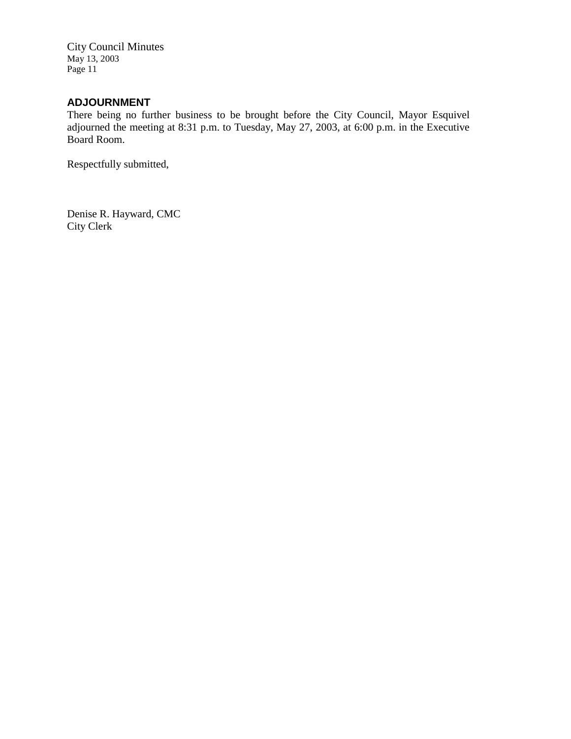## ADJOURNMENT

There being no further business to be brought before the City Council, Mayor Esquivel adjourned the meeting at 8:31 p.m. to Tuesday, May 27, 2003, at 6:00 p.m. in the Executive Board Room.

Respectfully submitted,

Denise R. Hayward, CMC
City Clerk